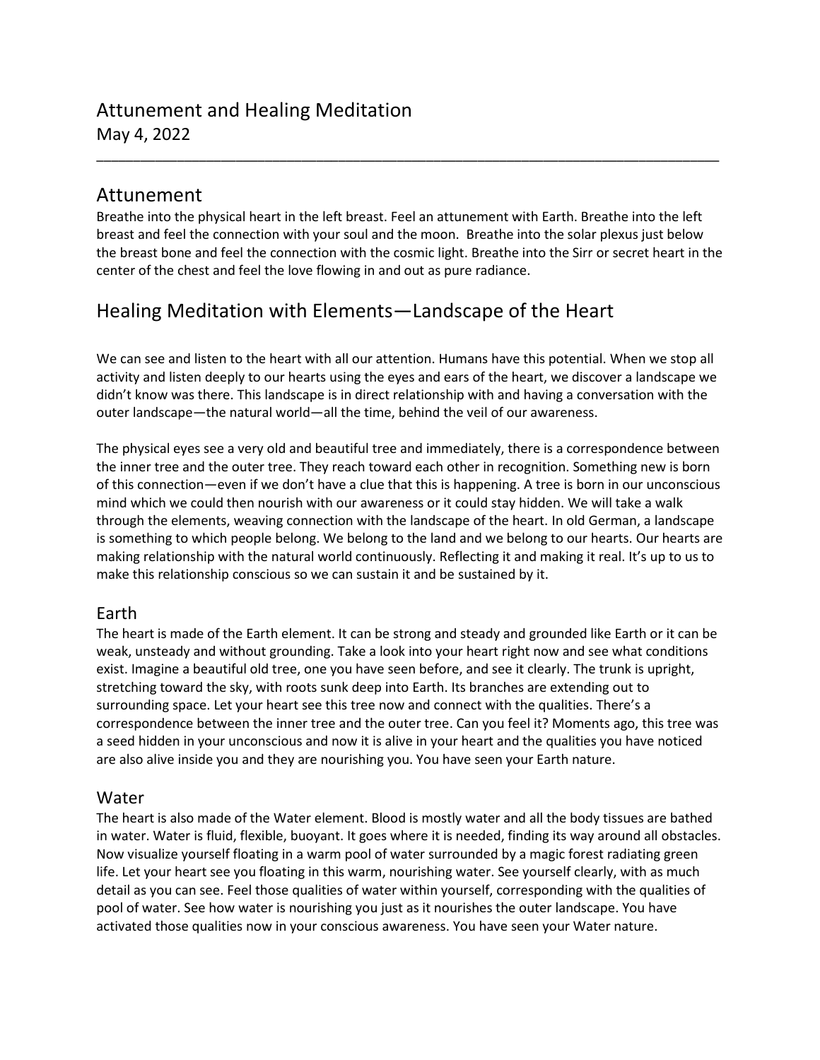# Attunement and Healing Meditation

May 4, 2022

---

## Attunement

Breathe into the physical heart in the left breast. Feel an attunement with Earth. Breathe into the left breast and feel the connection with your soul and the moon. Breathe into the solar plexus just below the breast bone and feel the connection with the cosmic light. Breathe into the Sirr or secret heart in the center of the chest and feel the love flowing in and out as pure radiance.

## Healing Meditation with Elements—Landscape of the Heart

We can see and listen to the heart with all our attention. Humans have this potential. When we stop all activity and listen deeply to our hearts using the eyes and ears of the heart, we discover a landscape we didn't know was there. This landscape is in direct relationship with and having a conversation with the outer landscape—the natural world—all the time, behind the veil of our awareness.

The physical eyes see a very old and beautiful tree and immediately, there is a correspondence between the inner tree and the outer tree. They reach toward each other in recognition. Something new is born of this connection—even if we don't have a clue that this is happening. A tree is born in our unconscious mind which we could then nourish with our awareness or it could stay hidden. We will take a walk through the elements, weaving connection with the landscape of the heart. In old German, a landscape is something to which people belong. We belong to the land and we belong to our hearts. Our hearts are making relationship with the natural world continuously. Reflecting it and making it real. It's up to us to make this relationship conscious so we can sustain it and be sustained by it.

### Earth

The heart is made of the Earth element. It can be strong and steady and grounded like Earth or it can be weak, unsteady and without grounding. Take a look into your heart right now and see what conditions exist. Imagine a beautiful old tree, one you have seen before, and see it clearly. The trunk is upright, stretching toward the sky, with roots sunk deep into Earth. Its branches are extending out to surrounding space. Let your heart see this tree now and connect with the qualities. There's a correspondence between the inner tree and the outer tree. Can you feel it? Moments ago, this tree was a seed hidden in your unconscious and now it is alive in your heart and the qualities you have noticed are also alive inside you and they are nourishing you. You have seen your Earth nature.

### Water

The heart is also made of the Water element. Blood is mostly water and all the body tissues are bathed in water. Water is fluid, flexible, buoyant. It goes where it is needed, finding its way around all obstacles. Now visualize yourself floating in a warm pool of water surrounded by a magic forest radiating green life. Let your heart see you floating in this warm, nourishing water. See yourself clearly, with as much detail as you can see. Feel those qualities of water within yourself, corresponding with the qualities of pool of water. See how water is nourishing you just as it nourishes the outer landscape. You have activated those qualities now in your conscious awareness. You have seen your Water nature.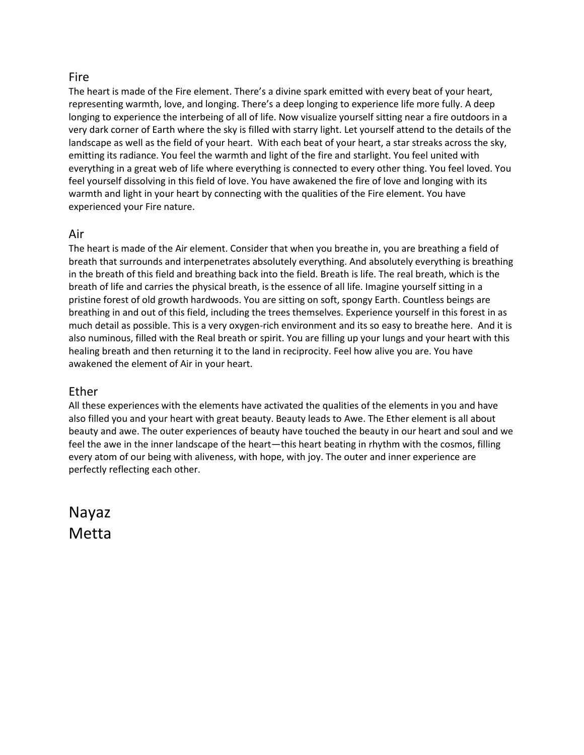## Fire

The heart is made of the Fire element. There's a divine spark emitted with every beat of your heart, representing warmth, love, and longing. There's a deep longing to experience life more fully. A deep longing to experience the interbeing of all of life. Now visualize yourself sitting near a fire outdoors in a very dark corner of Earth where the sky is filled with starry light. Let yourself attend to the details of the landscape as well as the field of your heart. With each beat of your heart, a star streaks across the sky, emitting its radiance. You feel the warmth and light of the fire and starlight. You feel united with everything in a great web of life where everything is connected to every other thing. You feel loved. You feel yourself dissolving in this field of love. You have awakened the fire of love and longing with its warmth and light in your heart by connecting with the qualities of the Fire element. You have experienced your Fire nature.

## Air

The heart is made of the Air element. Consider that when you breathe in, you are breathing a field of breath that surrounds and interpenetrates absolutely everything. And absolutely everything is breathing in the breath of this field and breathing back into the field. Breath is life. The real breath, which is the breath of life and carries the physical breath, is the essence of all life. Imagine yourself sitting in a pristine forest of old growth hardwoods. You are sitting on soft, spongy Earth. Countless beings are breathing in and out of this field, including the trees themselves. Experience yourself in this forest in as much detail as possible. This is a very oxygen-rich environment and its so easy to breathe here. And it is also numinous, filled with the Real breath or spirit. You are filling up your lungs and your heart with this healing breath and then returning it to the land in reciprocity. Feel how alive you are. You have awakened the element of Air in your heart.

## Ether

All these experiences with the elements have activated the qualities of the elements in you and have also filled you and your heart with great beauty. Beauty leads to Awe. The Ether element is all about beauty and awe. The outer experiences of beauty have touched the beauty in our heart and soul and we feel the awe in the inner landscape of the heart—this heart beating in rhythm with the cosmos, filling every atom of our being with aliveness, with hope, with joy. The outer and inner experience are perfectly reflecting each other.

Nayaz
Metta